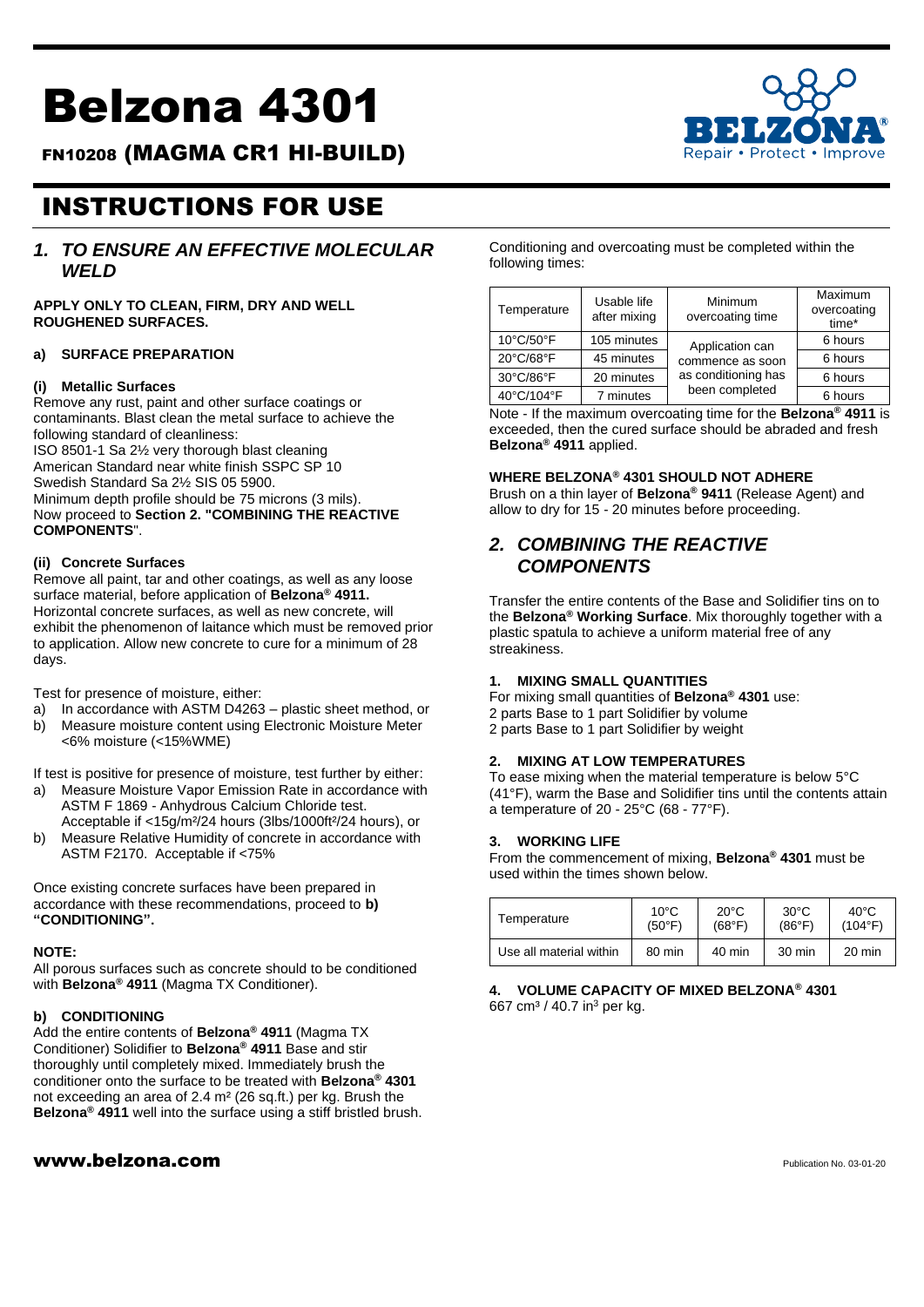# Belzona 4301

## FN10208 (MAGMA CR1 HI-BUILD)

# INSTRUCTIONS FOR USE

## *1. TO ENSURE AN EFFECTIVE MOLECULAR WELD*

**APPLY ONLY TO CLEAN, FIRM, DRY AND WELL ROUGHENED SURFACES.**

### a) SURFACE PREPARATION

#### (i) Metallic Surfaces

Remove any rust, paint and other surface coatings or contaminants. Blast clean the metal surface to achieve the following standard of cleanliness:
ISO 8501-1 Sa 2½ very thorough blast cleaning
American Standard near white finish SSPC SP 10
Swedish Standard Sa 2½ SIS 05 5900.
Minimum depth profile should be 75 microns (3 mils).
Now proceed to **Section 2. "COMBINING THE REACTIVE COMPONENTS**".

#### (ii) Concrete Surfaces

Remove all paint, tar and other coatings, as well as any loose surface material, before application of **Belzona® 4911.**
Horizontal concrete surfaces, as well as new concrete, will exhibit the phenomenon of laitance which must be removed prior to application. Allow new concrete to cure for a minimum of 28 days.

Test for presence of moisture, either:

a) In accordance with ASTM D4263 – plastic sheet method, or
b) Measure moisture content using Electronic Moisture Meter <6% moisture (<15%WME)

If test is positive for presence of moisture, test further by either:

a) Measure Moisture Vapor Emission Rate in accordance with ASTM F 1869 - Anhydrous Calcium Chloride test. Acceptable if <15g/m²/24 hours (3lbs/1000ft²/24 hours), or
b) Measure Relative Humidity of concrete in accordance with ASTM F2170. Acceptable if <75%

Once existing concrete surfaces have been prepared in accordance with these recommendations, proceed to **b) "CONDITIONING".**

**NOTE:**
All porous surfaces such as concrete should to be conditioned with **Belzona® 4911** (Magma TX Conditioner).

### b) CONDITIONING

Add the entire contents of **Belzona® 4911** (Magma TX Conditioner) Solidifier to **Belzona® 4911** Base and stir thoroughly until completely mixed. Immediately brush the conditioner onto the surface to be treated with **Belzona® 4301** not exceeding an area of 2.4 m² (26 sq.ft.) per kg. Brush the **Belzona® 4911** well into the surface using a stiff bristled brush.

Conditioning and overcoating must be completed within the following times:

| Temperature | Usable life after mixing | Minimum overcoating time | Maximum overcoating time* |
|---|---|---|---|
| 10°C/50°F | 105 minutes | Application can commence as soon as conditioning has been completed | 6 hours |
| 20°C/68°F | 45 minutes | | 6 hours |
| 30°C/86°F | 20 minutes | | 6 hours |
| 40°C/104°F | 7 minutes | | 6 hours |

Note - If the maximum overcoating time for the **Belzona® 4911** is exceeded, then the cured surface should be abraded and fresh **Belzona® 4911** applied.

#### WHERE BELZONA® 4301 SHOULD NOT ADHERE

Brush on a thin layer of **Belzona® 9411** (Release Agent) and allow to dry for 15 - 20 minutes before proceeding.

## *2. COMBINING THE REACTIVE COMPONENTS*

Transfer the entire contents of the Base and Solidifier tins on to the **Belzona® Working Surface**. Mix thoroughly together with a plastic spatula to achieve a uniform material free of any streakiness.

### 1. MIXING SMALL QUANTITIES

For mixing small quantities of **Belzona® 4301** use:
2 parts Base to 1 part Solidifier by volume
2 parts Base to 1 part Solidifier by weight

### 2. MIXING AT LOW TEMPERATURES

To ease mixing when the material temperature is below 5°C (41°F), warm the Base and Solidifier tins until the contents attain a temperature of 20 - 25°C (68 - 77°F).

### 3. WORKING LIFE

From the commencement of mixing, **Belzona® 4301** must be used within the times shown below.

| Temperature | 10°C (50°F) | 20°C (68°F) | 30°C (86°F) | 40°C (104°F) |
|---|---|---|---|---|
| Use all material within | 80 min | 40 min | 30 min | 20 min |

### 4. VOLUME CAPACITY OF MIXED BELZONA® 4301

667 cm³ / 40.7 in³ per kg.

www.belzona.com

Publication No. 03-01-20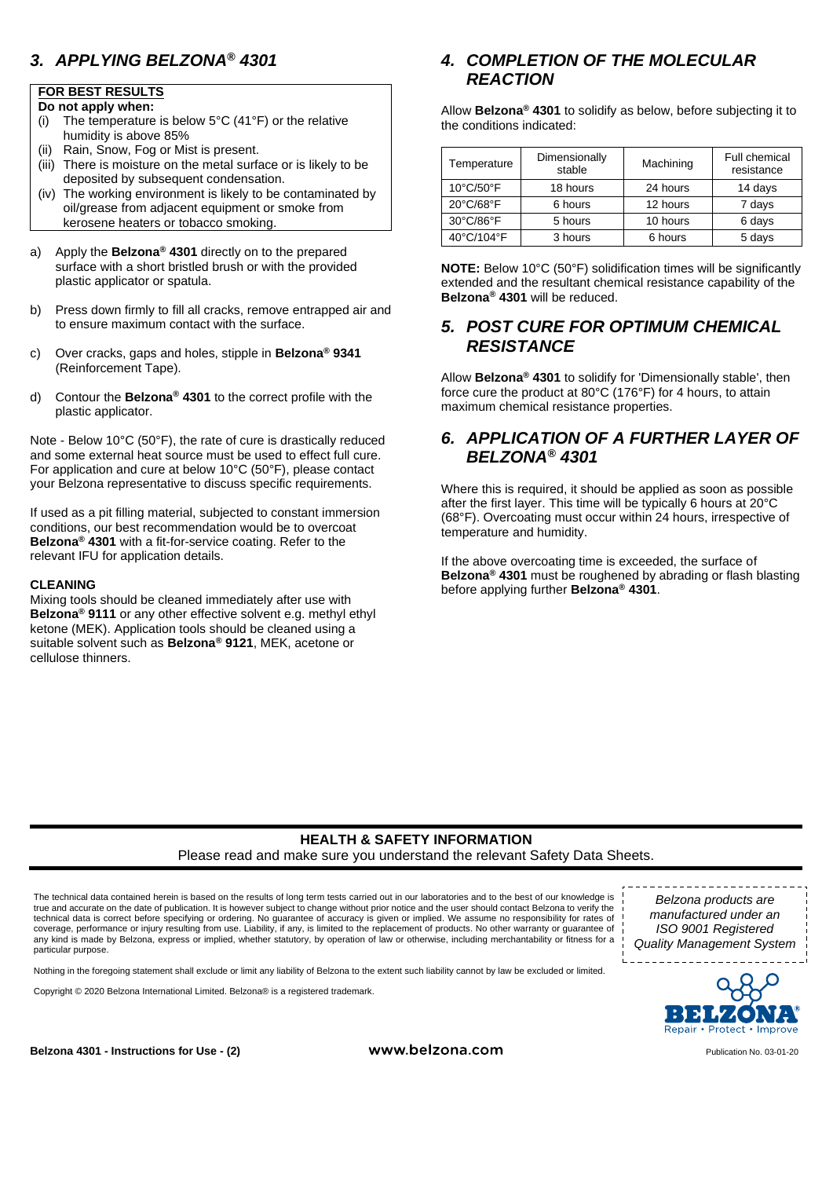## *3. APPLYING BELZONA® 4301*

**FOR BEST RESULTS**

**Do not apply when:**

(i) The temperature is below 5°C (41°F) or the relative humidity is above 85%
(ii) Rain, Snow, Fog or Mist is present.
(iii) There is moisture on the metal surface or is likely to be deposited by subsequent condensation.
(iv) The working environment is likely to be contaminated by oil/grease from adjacent equipment or smoke from kerosene heaters or tobacco smoking.

a) Apply the **Belzona® 4301** directly on to the prepared surface with a short bristled brush or with the provided plastic applicator or spatula.

b) Press down firmly to fill all cracks, remove entrapped air and to ensure maximum contact with the surface.

c) Over cracks, gaps and holes, stipple in **Belzona® 9341** (Reinforcement Tape).

d) Contour the **Belzona® 4301** to the correct profile with the plastic applicator.

Note - Below 10°C (50°F), the rate of cure is drastically reduced and some external heat source must be used to effect full cure. For application and cure at below 10°C (50°F), please contact your Belzona representative to discuss specific requirements.

If used as a pit filling material, subjected to constant immersion conditions, our best recommendation would be to overcoat **Belzona® 4301** with a fit-for-service coating. Refer to the relevant IFU for application details.

**CLEANING**

Mixing tools should be cleaned immediately after use with **Belzona® 9111** or any other effective solvent e.g. methyl ethyl ketone (MEK). Application tools should be cleaned using a suitable solvent such as **Belzona® 9121**, MEK, acetone or cellulose thinners.

## *4. COMPLETION OF THE MOLECULAR REACTION*

Allow **Belzona® 4301** to solidify as below, before subjecting it to the conditions indicated:

| Temperature | Dimensionally stable | Machining | Full chemical resistance |
|---|---|---|---|
| 10°C/50°F | 18 hours | 24 hours | 14 days |
| 20°C/68°F | 6 hours | 12 hours | 7 days |
| 30°C/86°F | 5 hours | 10 hours | 6 days |
| 40°C/104°F | 3 hours | 6 hours | 5 days |

**NOTE:** Below 10°C (50°F) solidification times will be significantly extended and the resultant chemical resistance capability of the **Belzona® 4301** will be reduced.

## *5. POST CURE FOR OPTIMUM CHEMICAL RESISTANCE*

Allow **Belzona® 4301** to solidify for 'Dimensionally stable', then force cure the product at 80°C (176°F) for 4 hours, to attain maximum chemical resistance properties.

## *6. APPLICATION OF A FURTHER LAYER OF BELZONA® 4301*

Where this is required, it should be applied as soon as possible after the first layer. This time will be typically 6 hours at 20°C (68°F). Overcoating must occur within 24 hours, irrespective of temperature and humidity.

If the above overcoating time is exceeded, the surface of **Belzona® 4301** must be roughened by abrading or flash blasting before applying further **Belzona® 4301**.

**HEALTH & SAFETY INFORMATION**

Please read and make sure you understand the relevant Safety Data Sheets.

The technical data contained herein is based on the results of long term tests carried out in our laboratories and to the best of our knowledge is true and accurate on the date of publication. It is however subject to change without prior notice and the user should contact Belzona to verify the technical data is correct before specifying or ordering. No guarantee of accuracy is given or implied. We assume no responsibility for rates of coverage, performance or injury resulting from use. Liability, if any, is limited to the replacement of products. No other warranty or guarantee of any kind is made by Belzona, express or implied, whether statutory, by operation of law or otherwise, including merchantability or fitness for a particular purpose.

Nothing in the foregoing statement shall exclude or limit any liability of Belzona to the extent such liability cannot by law be excluded or limited.

Copyright © 2020 Belzona International Limited. Belzona® is a registered trademark.

*Belzona products are manufactured under an ISO 9001 Registered Quality Management System*

BELZONA® Repair • Protect • Improve

**Belzona 4301 - Instructions for Use - (2)** www.belzona.com Publication No. 03-01-20